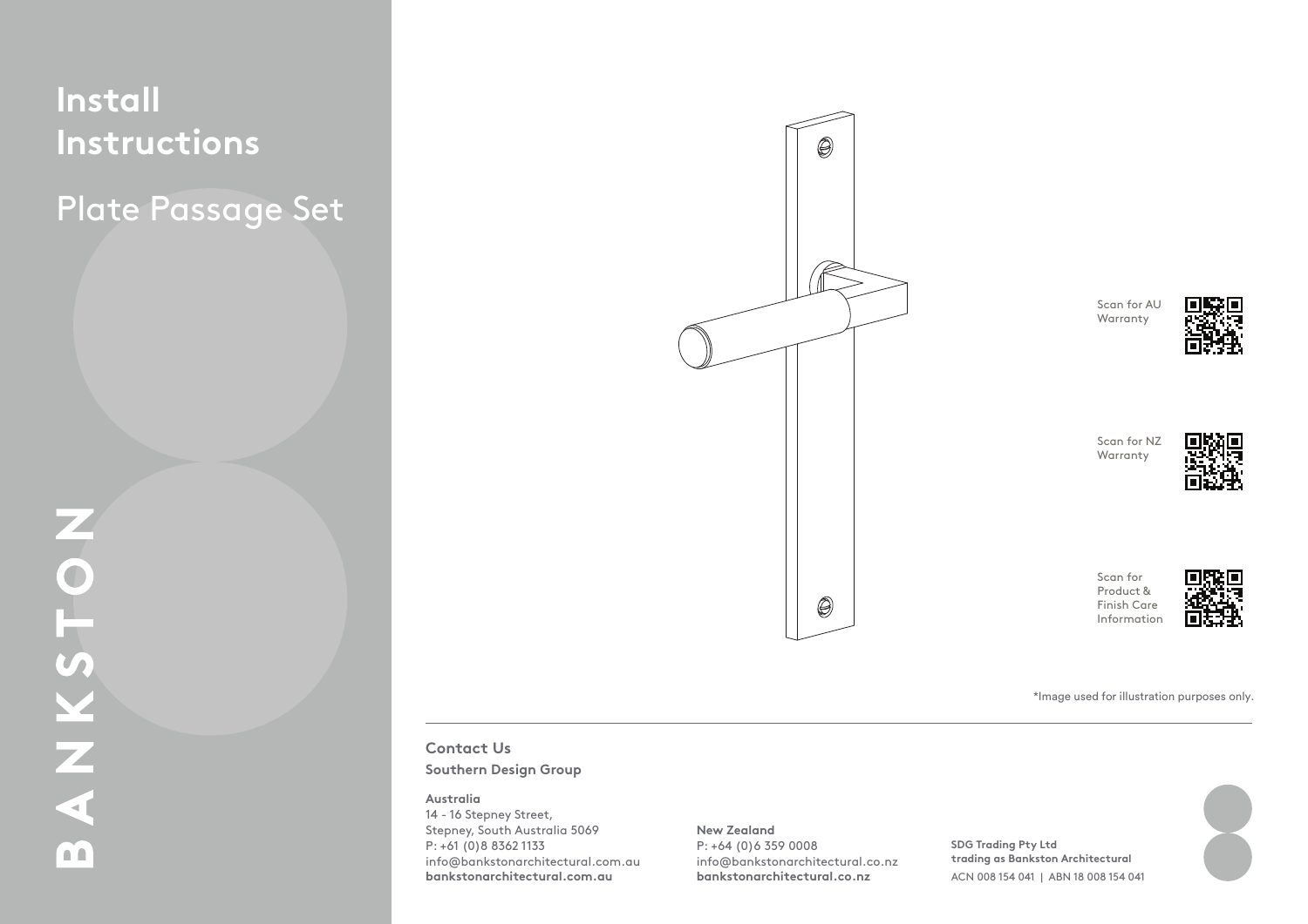# Install Instructions

## Plate Passage Set

BANKSTON

Scan for AU Warranty

Scan for NZ Warranty

Scan for Product & Finish Care Information

*Image used for illustration purposes only.

**Contact Us**

**Southern Design Group**

**Australia**
14 - 16 Stepney Street,
Stepney, South Australia 5069
P: +61 (0)8 8362 1133
info@bankstonarchitectural.com.au
**bankstonarchitectural.com.au**

**New Zealand**
P: +64 (0)6 359 0008
info@bankstonarchitectural.co.nz
**bankstonarchitectural.co.nz**

**SDG Trading Pty Ltd**
**trading as Bankston Architectural**
ACN 008 154 041 | ABN 18 008 154 041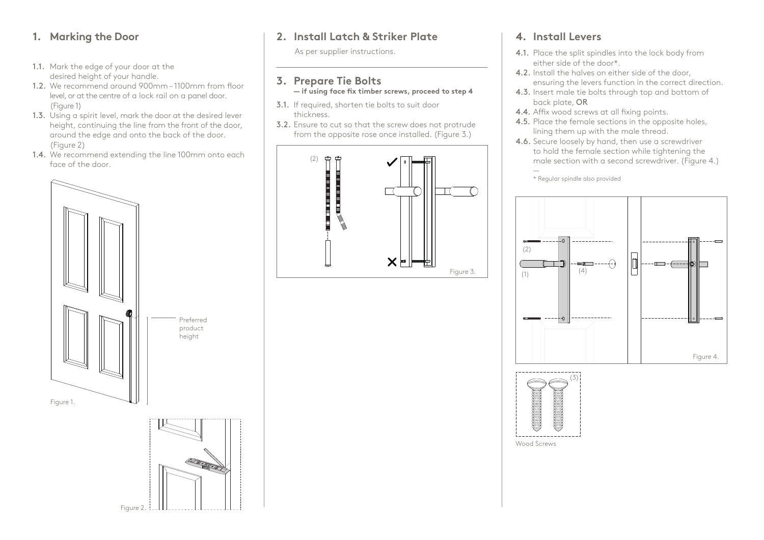## 1. Marking the Door

1.1. Mark the edge of your door at the desired height of your handle.

1.2. We recommend around 900mm – 1100mm from floor level, or at the centre of a lock rail on a panel door. (Figure 1)

1.3. Using a spirit level, mark the door at the desired lever height, continuing the line from the front of the door, around the edge and onto the back of the door. (Figure 2)

1.4. We recommend extending the line 100mm onto each face of the door.

Preferred product height

Figure 1.

Figure 2.

## 2. Install Latch & Striker Plate

As per supplier instructions.

## 3. Prepare Tie Bolts

**— if using face fix timber screws, proceed to step 4**

3.1. If required, shorten tie bolts to suit door thickness.

3.2. Ensure to cut so that the screw does not protrude from the opposite rose once installed. (Figure 3.)

(2)

Figure 3.

## 4. Install Levers

4.1. Place the split spindles into the lock body from either side of the door*.

4.2. Install the halves on either side of the door, ensuring the levers function in the correct direction.

4.3. Insert male tie bolts through top and bottom of back plate, OR

4.4. Affix wood screws at all fixing points.

4.5. Place the female sections in the opposite holes, lining them up with the male thread.

4.6. Secure loosely by hand, then use a screwdriver to hold the female section while tightening the male section with a second screwdriver. (Figure 4.)

—

* Regular spindle also provided

(2)

(1)

(4)

Figure 4.

(3)

Wood Screws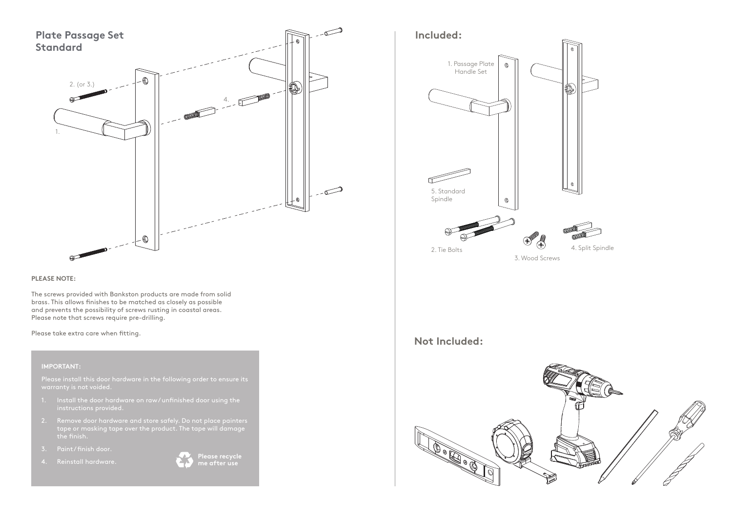## Plate Passage Set Standard

2. (or 3.)

4.

1.

**PLEASE NOTE:**

The screws provided with Bankston products are made from solid brass. This allows finishes to be matched as closely as possible and prevents the possibility of screws rusting in coastal areas. Please note that screws require pre-drilling.

Please take extra care when fitting.

**IMPORTANT:**

Please install this door hardware in the following order to ensure its warranty is not voided.

1. Install the door hardware on raw/unfinished door using the instructions provided.
2. Remove door hardware and store safely. Do not place painters tape or masking tape over the product. The tape will damage the finish.
3. Paint/finish door.
4. Reinstall hardware.

**Please recycle me after use**

## Included:

1. Passage Plate Handle Set

5. Standard Spindle

2. Tie Bolts

3. Wood Screws

4. Split Spindle

## Not Included: